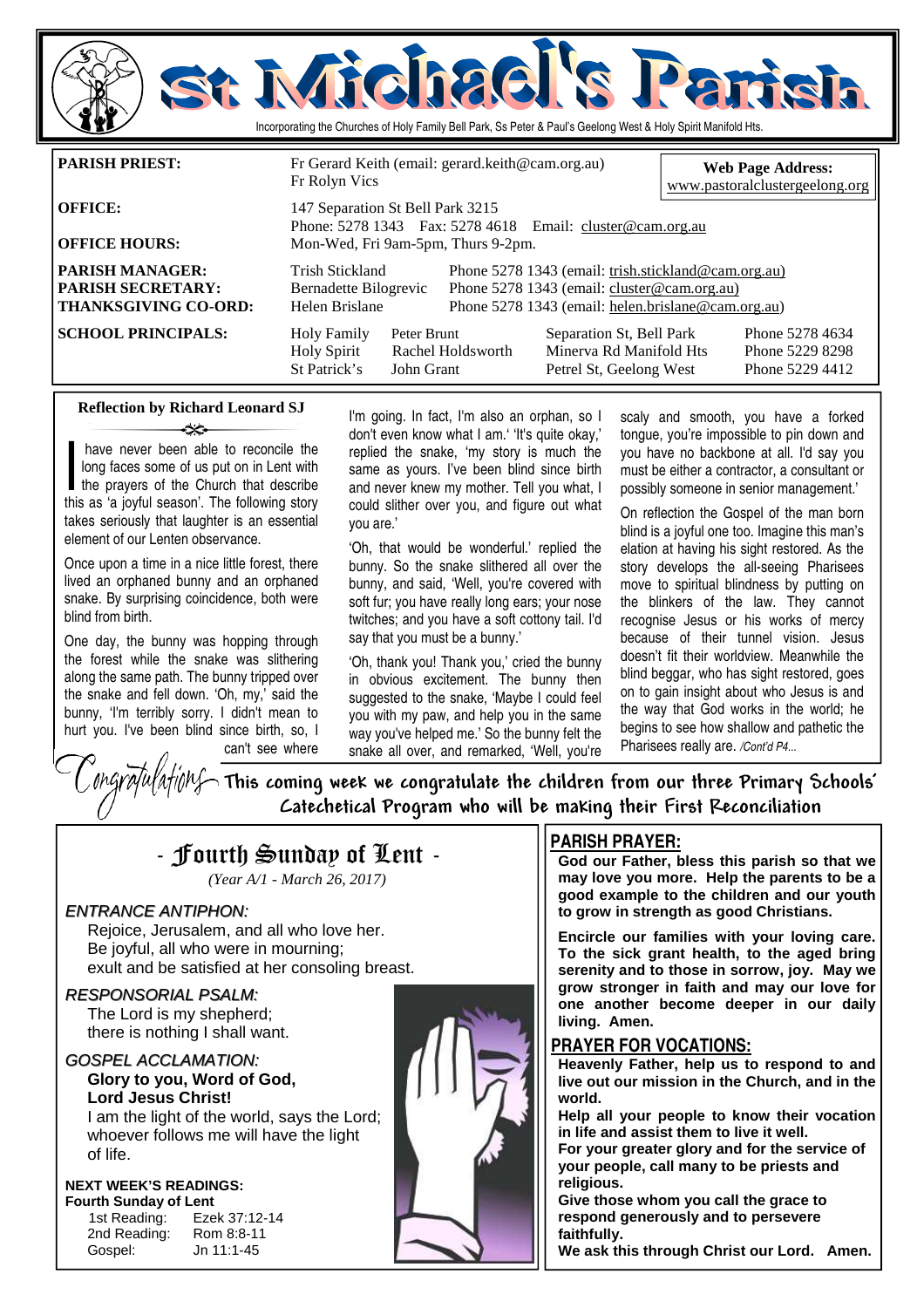# St Michael's Parish

Incorporating the Churches of Holy Family Bell Park, Ss Peter & Paul's Geelong West & Holy Spirit Manifold Hts.

| | | | |
|---|---|---|---|
| **PARISH PRIEST:** | Fr Gerard Keith (email: gerard.keith@cam.org.au) Fr Rolyn Vics | | **Web Page Address:** www.pastoralclustergeelong.org |
| **OFFICE:** | 147 Separation St Bell Park 3215 Phone: 5278 1343 Fax: 5278 4618 Email: cluster@cam.org.au | | |
| **OFFICE HOURS:** | Mon-Wed, Fri 9am-5pm, Thurs 9-2pm. | | |
| **PARISH MANAGER:** | Trish Stickland | Phone 5278 1343 (email: trish.stickland@cam.org.au) | |
| **PARISH SECRETARY:** | Bernadette Bilogrevic | Phone 5278 1343 (email: cluster@cam.org.au) | |
| **THANKSGIVING CO-ORD:** | Helen Brislane | Phone 5278 1343 (email: helen.brislane@cam.org.au) | |

| | | | | |
|---|---|---|---|---|
| **SCHOOL PRINCIPALS:** | Holy Family | Peter Brunt | Separation St, Bell Park | Phone 5278 4634 |
| | Holy Spirit | Rachel Holdsworth | Minerva Rd Manifold Hts | Phone 5229 8298 |
| | St Patrick's | John Grant | Petrel St, Geelong West | Phone 5229 4412 |

## Reflection by Richard Leonard SJ

I have never been able to reconcile the long faces some of us put on in Lent with the prayers of the Church that describe this as 'a joyful season'. The following story takes seriously that laughter is an essential element of our Lenten observance.

Once upon a time in a nice little forest, there lived an orphaned bunny and an orphaned snake. By surprising coincidence, both were blind from birth.

One day, the bunny was hopping through the forest while the snake was slithering along the same path. The bunny tripped over the snake and fell down. 'Oh, my,' said the bunny, 'I'm terribly sorry. I didn't mean to hurt you. I've been blind since birth, so, I can't see where I'm going. In fact, I'm also an orphan, so I don't even know what I am.' 'It's quite okay,' replied the snake, 'my story is much the same as yours. I've been blind since birth and never knew my mother. Tell you what, I could slither over you, and figure out what you are.'

'Oh, that would be wonderful.' replied the bunny. So the snake slithered all over the bunny, and said, 'Well, you're covered with soft fur; you have really long ears; your nose twitches; and you have a soft cottony tail. I'd say that you must be a bunny.'

'Oh, thank you! Thank you,' cried the bunny in obvious excitement. The bunny then suggested to the snake, 'Maybe I could feel you with my paw, and help you in the same way you've helped me.' So the bunny felt the snake all over, and remarked, 'Well, you're scaly and smooth, you have a forked tongue, you're impossible to pin down and you have no backbone at all. I'd say you must be either a contractor, a consultant or possibly someone in senior management.'

On reflection the Gospel of the man born blind is a joyful one too. Imagine this man's elation at having his sight restored. As the story develops the all-seeing Pharisees move to spiritual blindness by putting on the blinkers of the law. They cannot recognise Jesus or his works of mercy because of their tunnel vision. Jesus doesn't fit their worldview. Meanwhile the blind beggar, who has sight restored, goes on to gain insight about who Jesus is and the way that God works in the world; he begins to see how shallow and pathetic the Pharisees really are. */Cont'd P4...*

**Congratulations** — This coming week we congratulate the children from our three Primary Schools' Catechetical Program who will be making their First Reconciliation

## - Fourth Sunday of Lent -

*(Year A/1 - March 26, 2017)*

*ENTRANCE ANTIPHON:*

Rejoice, Jerusalem, and all who love her.
Be joyful, all who were in mourning;
exult and be satisfied at her consoling breast.

*RESPONSORIAL PSALM:*

The Lord is my shepherd;
there is nothing I shall want.

*GOSPEL ACCLAMATION:*

**Glory to you, Word of God,**
**Lord Jesus Christ!**
I am the light of the world, says the Lord;
whoever follows me will have the light
of life.

**NEXT WEEK'S READINGS:**
**Fourth Sunday of Lent**

| | |
|---|---|
| 1st Reading: | Ezek 37:12-14 |
| 2nd Reading: | Rom 8:8-11 |
| Gospel: | Jn 11:1-45 |

## PARISH PRAYER:

**God our Father, bless this parish so that we may love you more. Help the parents to be a good example to the children and our youth to grow in strength as good Christians.**

**Encircle our families with your loving care. To the sick grant health, to the aged bring serenity and to those in sorrow, joy. May we grow stronger in faith and may our love for one another become deeper in our daily living. Amen.**

## PRAYER FOR VOCATIONS:

**Heavenly Father, help us to respond to and live out our mission in the Church, and in the world.**
**Help all your people to know their vocation in life and assist them to live it well.**
**For your greater glory and for the service of your people, call many to be priests and religious.**
**Give those whom you call the grace to respond generously and to persevere faithfully.**
**We ask this through Christ our Lord. Amen.**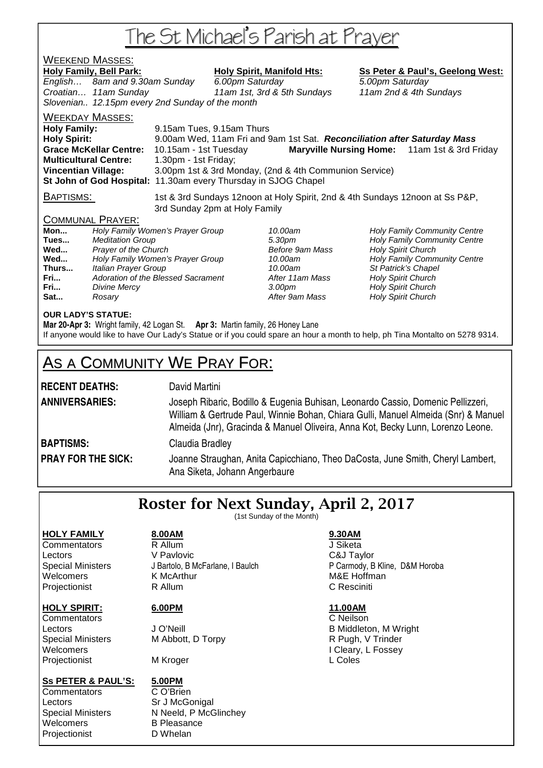# The St Michael's Parish at Prayer

## WEEKEND MASSES:

| **Holy Family, Bell Park:** | | **Holy Spirit, Manifold Hts:** | **Ss Peter & Paul's, Geelong West:** |
|---|---|---|---|
| *English…* | *8am and 9.30am Sunday* | *6.00pm Saturday* | *5.00pm Saturday* |
| *Croatian…* | *11am Sunday* | *11am 1st, 3rd & 5th Sundays* | *11am 2nd & 4th Sundays* |
| *Slovenian..* | *12.15pm every 2nd Sunday of the month* | | |

## WEEKDAY MASSES:

**Holy Family:** 9.15am Tues, 9.15am Thurs
**Holy Spirit:** 9.00am Wed, 11am Fri and 9am 1st Sat. ***Reconciliation after Saturday Mass***
**Grace McKellar Centre:** 10.15am - 1st Tuesday **Maryville Nursing Home:** 11am 1st & 3rd Friday
**Multicultural Centre:** 1.30pm - 1st Friday;
**Vincentian Village:** 3.00pm 1st & 3rd Monday, (2nd & 4th Communion Service)
**St John of God Hospital:** 11.30am every Thursday in SJOG Chapel

BAPTISMS: 1st & 3rd Sundays 12noon at Holy Spirit, 2nd & 4th Sundays 12noon at Ss P&P, 3rd Sunday 2pm at Holy Family

## COMMUNAL PRAYER:

| | | | |
|---|---|---|---|
| **Mon...** | *Holy Family Women's Prayer Group* | *10.00am* | *Holy Family Community Centre* |
| **Tues...** | *Meditation Group* | *5.30pm* | *Holy Family Community Centre* |
| **Wed...** | *Prayer of the Church* | *Before 9am Mass* | *Holy Spirit Church* |
| **Wed...** | *Holy Family Women's Prayer Group* | *10.00am* | *Holy Family Community Centre* |
| **Thurs...** | *Italian Prayer Group* | *10.00am* | *St Patrick's Chapel* |
| **Fri...** | *Adoration of the Blessed Sacrament* | *After 11am Mass* | *Holy Spirit Church* |
| **Fri...** | *Divine Mercy* | *3.00pm* | *Holy Spirit Church* |
| **Sat...** | *Rosary* | *After 9am Mass* | *Holy Spirit Church* |

**OUR LADY'S STATUE:**
**Mar 20-Apr 3:** Wright family, 42 Logan St. **Apr 3:** Martin family, 26 Honey Lane
If anyone would like to have Our Lady's Statue or if you could spare an hour a month to help, ph Tina Montalto on 5278 9314.

# AS A COMMUNITY WE PRAY FOR:

**RECENT DEATHS:** David Martini

**ANNIVERSARIES:** Joseph Ribaric, Bodillo & Eugenia Buhisan, Leonardo Cassio, Domenic Pellizzeri, William & Gertrude Paul, Winnie Bohan, Chiara Gulli, Manuel Almeida (Snr) & Manuel Almeida (Jnr), Gracinda & Manuel Oliveira, Anna Kot, Becky Lunn, Lorenzo Leone.

**BAPTISMS:** Claudia Bradley

**PRAY FOR THE SICK:** Joanne Straughan, Anita Capicchiano, Theo DaCosta, June Smith, Cheryl Lambert, Ana Siketa, Johann Angerbaure

# Roster for Next Sunday, April 2, 2017

(1st Sunday of the Month)

| **HOLY FAMILY** | **8.00AM** | **9.30AM** |
|---|---|---|
| Commentators | R Allum | J Siketa |
| Lectors | V Pavlovic | C&J Taylor |
| Special Ministers | J Bartolo, B McFarlane, I Baulch | P Carmody, B Kline, D&M Horoba |
| Welcomers | K McArthur | M&E Hoffman |
| Projectionist | R Allum | C Resciniti |

| **HOLY SPIRIT:** | **6.00PM** | **11.00AM** |
|---|---|---|
| Commentators | | C Neilson |
| Lectors | J O'Neill | B Middleton, M Wright |
| Special Ministers | M Abbott, D Torpy | R Pugh, V Trinder |
| Welcomers | | I Cleary, L Fossey |
| Projectionist | M Kroger | L Coles |

| **Ss PETER & PAUL'S:** | **5.00PM** |
|---|---|
| Commentators | C O'Brien |
| Lectors | Sr J McGonigal |
| Special Ministers | N Neeld, P McGlinchey |
| Welcomers | B Pleasance |
| Projectionist | D Whelan |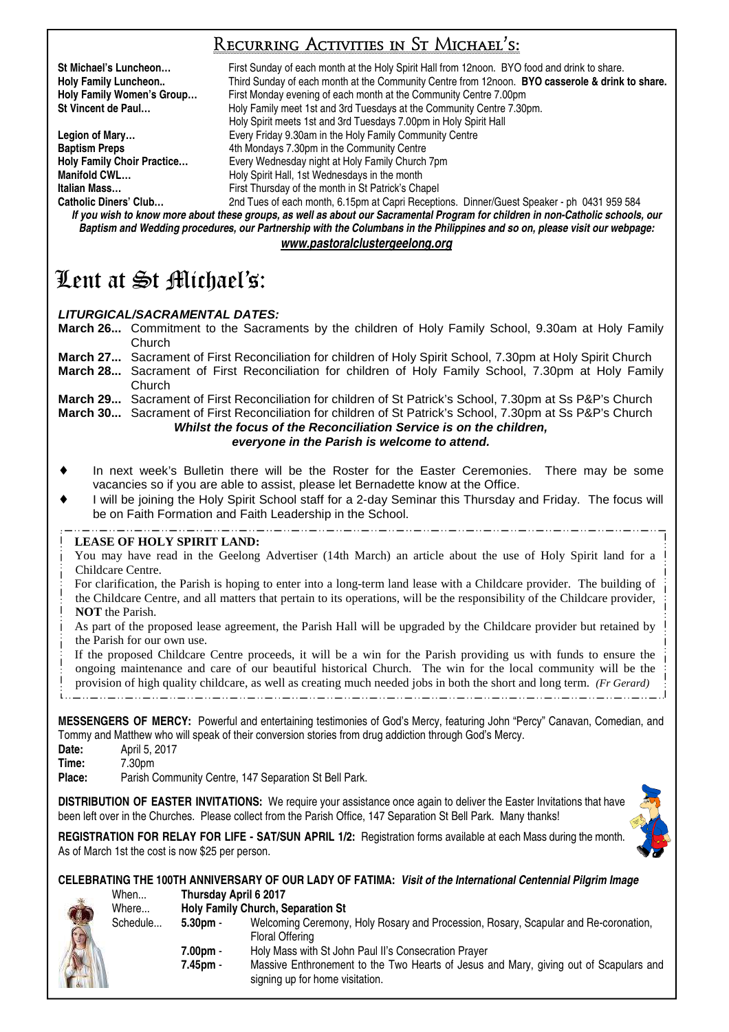## Recurring Activities in St Michael's:

| | |
|---|---|
| **St Michael's Luncheon…** | First Sunday of each month at the Holy Spirit Hall from 12noon. BYO food and drink to share. |
| **Holy Family Luncheon..** | Third Sunday of each month at the Community Centre from 12noon. **BYO casserole & drink to share.** |
| **Holy Family Women's Group…** | First Monday evening of each month at the Community Centre 7.00pm |
| **St Vincent de Paul…** | Holy Family meet 1st and 3rd Tuesdays at the Community Centre 7.30pm. Holy Spirit meets 1st and 3rd Tuesdays 7.00pm in Holy Spirit Hall |
| **Legion of Mary…** | Every Friday 9.30am in the Holy Family Community Centre |
| **Baptism Preps** | 4th Mondays 7.30pm in the Community Centre |
| **Holy Family Choir Practice…** | Every Wednesday night at Holy Family Church 7pm |
| **Manifold CWL…** | Holy Spirit Hall, 1st Wednesdays in the month |
| **Italian Mass…** | First Thursday of the month in St Patrick's Chapel |
| **Catholic Diners' Club…** | 2nd Tues of each month, 6.15pm at Capri Receptions. Dinner/Guest Speaker - ph 0431 959 584 |

***If you wish to know more about these groups, as well as about our Sacramental Program for children in non-Catholic schools, our Baptism and Wedding procedures, our Partnership with the Columbans in the Philippines and so on, please visit our webpage:***

***www.pastoralclustergeelong.org***

# Lent at St Michael's:

***LITURGICAL/SACRAMENTAL DATES:***

**March 26...** Commitment to the Sacraments by the children of Holy Family School, 9.30am at Holy Family Church

**March 27...** Sacrament of First Reconciliation for children of Holy Spirit School, 7.30pm at Holy Spirit Church

**March 28...** Sacrament of First Reconciliation for children of Holy Family School, 7.30pm at Holy Family Church

**March 29...** Sacrament of First Reconciliation for children of St Patrick's School, 7.30pm at Ss P&P's Church

**March 30...** Sacrament of First Reconciliation for children of St Patrick's School, 7.30pm at Ss P&P's Church

***Whilst the focus of the Reconciliation Service is on the children, everyone in the Parish is welcome to attend.***

- In next week's Bulletin there will be the Roster for the Easter Ceremonies. There may be some vacancies so if you are able to assist, please let Bernadette know at the Office.
- I will be joining the Holy Spirit School staff for a 2-day Seminar this Thursday and Friday. The focus will be on Faith Formation and Faith Leadership in the School.

**LEASE OF HOLY SPIRIT LAND:**

You may have read in the Geelong Advertiser (14th March) an article about the use of Holy Spirit land for a Childcare Centre.

For clarification, the Parish is hoping to enter into a long-term land lease with a Childcare provider. The building of the Childcare Centre, and all matters that pertain to its operations, will be the responsibility of the Childcare provider, **NOT** the Parish.

As part of the proposed lease agreement, the Parish Hall will be upgraded by the Childcare provider but retained by the Parish for our own use.

If the proposed Childcare Centre proceeds, it will be a win for the Parish providing us with funds to ensure the ongoing maintenance and care of our beautiful historical Church. The win for the local community will be the provision of high quality childcare, as well as creating much needed jobs in both the short and long term. *(Fr Gerard)*

**MESSENGERS OF MERCY:** Powerful and entertaining testimonies of God's Mercy, featuring John "Percy" Canavan, Comedian, and Tommy and Matthew who will speak of their conversion stories from drug addiction through God's Mercy.

**Date:** April 5, 2017
**Time:** 7.30pm
**Place:** Parish Community Centre, 147 Separation St Bell Park.

**DISTRIBUTION OF EASTER INVITATIONS:** We require your assistance once again to deliver the Easter Invitations that have been left over in the Churches. Please collect from the Parish Office, 147 Separation St Bell Park. Many thanks!

**REGISTRATION FOR RELAY FOR LIFE - SAT/SUN APRIL 1/2:** Registration forms available at each Mass during the month. As of March 1st the cost is now $25 per person.

**CELEBRATING THE 100TH ANNIVERSARY OF OUR LADY OF FATIMA:** ***Visit of the International Centennial Pilgrim Image***

When... **Thursday April 6 2017**

Where... **Holy Family Church, Separation St**

Schedule...
- **5.30pm** - Welcoming Ceremony, Holy Rosary and Procession, Rosary, Scapular and Re-coronation, Floral Offering
- **7.00pm** - Holy Mass with St John Paul II's Consecration Prayer
- **7.45pm** - Massive Enthronement to the Two Hearts of Jesus and Mary, giving out of Scapulars and signing up for home visitation.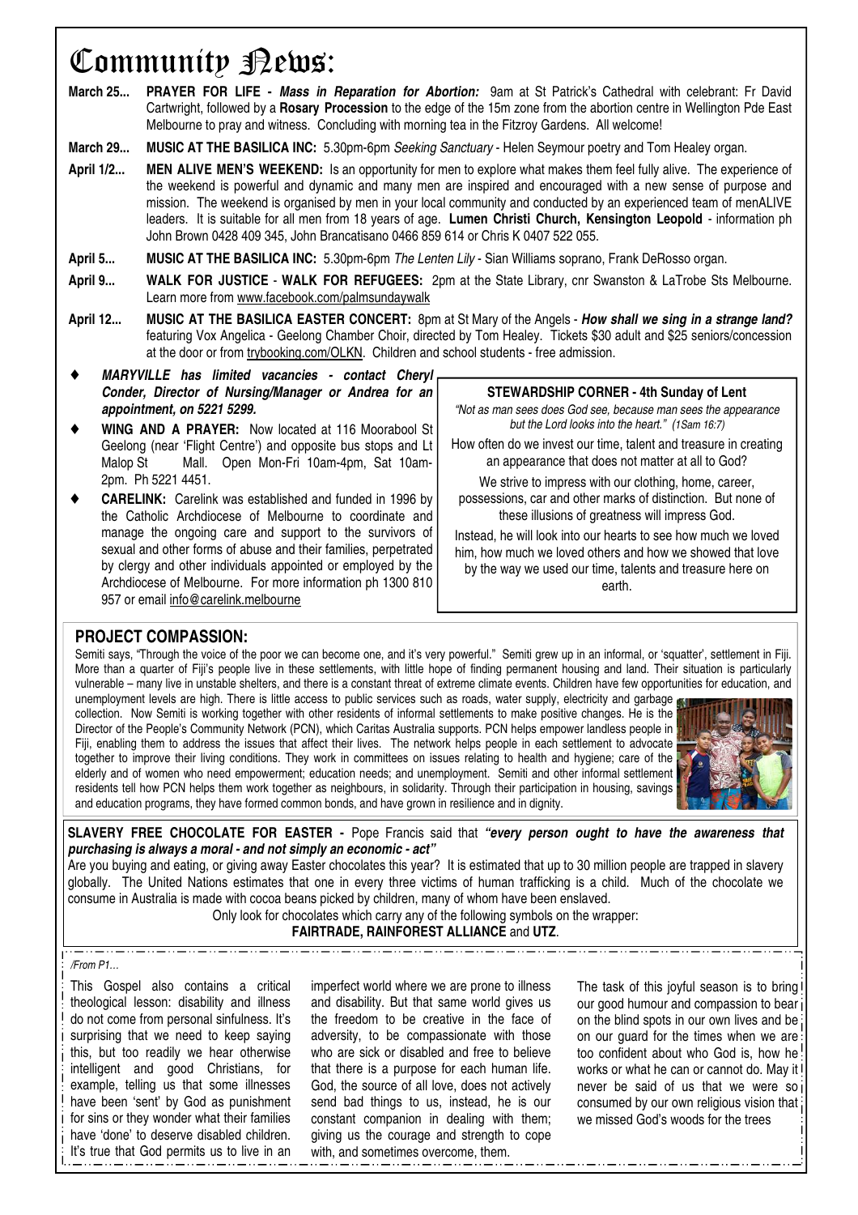# Community News:

**March 25...** **PRAYER FOR LIFE -** ***Mass in Reparation for Abortion:*** 9am at St Patrick's Cathedral with celebrant: Fr David Cartwright, followed by a **Rosary Procession** to the edge of the 15m zone from the abortion centre in Wellington Pde East Melbourne to pray and witness. Concluding with morning tea in the Fitzroy Gardens. All welcome!

**March 29...** **MUSIC AT THE BASILICA INC:** 5.30pm-6pm *Seeking Sanctuary* - Helen Seymour poetry and Tom Healey organ.

**April 1/2...** **MEN ALIVE MEN'S WEEKEND:** Is an opportunity for men to explore what makes them feel fully alive. The experience of the weekend is powerful and dynamic and many men are inspired and encouraged with a new sense of purpose and mission. The weekend is organised by men in your local community and conducted by an experienced team of menALIVE leaders. It is suitable for all men from 18 years of age. **Lumen Christi Church, Kensington Leopold** - information ph John Brown 0428 409 345, John Brancatisano 0466 859 614 or Chris K 0407 522 055.

**April 5...** **MUSIC AT THE BASILICA INC:** 5.30pm-6pm *The Lenten Lily* - Sian Williams soprano, Frank DeRosso organ.

**April 9...** **WALK FOR JUSTICE** - **WALK FOR REFUGEES:** 2pm at the State Library, cnr Swanston & LaTrobe Sts Melbourne. Learn more from www.facebook.com/palmsundaywalk

**April 12...** **MUSIC AT THE BASILICA EASTER CONCERT:** 8pm at St Mary of the Angels - ***How shall we sing in a strange land?*** featuring Vox Angelica - Geelong Chamber Choir, directed by Tom Healey. Tickets $30 adult and $25 seniors/concession at the door or from trybooking.com/OLKN. Children and school students - free admission.

- ***MARYVILLE has limited vacancies - contact Cheryl Conder, Director of Nursing/Manager or Andrea for an appointment, on 5221 5299.***
- **WING AND A PRAYER:** Now located at 116 Moorabool St Geelong (near 'Flight Centre') and opposite bus stops and Lt Malop St Mall. Open Mon-Fri 10am-4pm, Sat 10am-2pm. Ph 5221 4451.
- **CARELINK:** Carelink was established and funded in 1996 by the Catholic Archdiocese of Melbourne to coordinate and manage the ongoing care and support to the survivors of sexual and other forms of abuse and their families, perpetrated by clergy and other individuals appointed or employed by the Archdiocese of Melbourne. For more information ph 1300 810 957 or email info@carelink.melbourne

### STEWARDSHIP CORNER - 4th Sunday of Lent

*"Not as man sees does God see, because man sees the appearance but the Lord looks into the heart." (1Sam 16:7)*

How often do we invest our time, talent and treasure in creating an appearance that does not matter at all to God?

We strive to impress with our clothing, home, career, possessions, car and other marks of distinction. But none of these illusions of greatness will impress God.

Instead, he will look into our hearts to see how much we loved him, how much we loved others and how we showed that love by the way we used our time, talents and treasure here on earth.

## PROJECT COMPASSION:

Semiti says, "Through the voice of the poor we can become one, and it's very powerful." Semiti grew up in an informal, or 'squatter', settlement in Fiji. More than a quarter of Fiji's people live in these settlements, with little hope of finding permanent housing and land. Their situation is particularly vulnerable – many live in unstable shelters, and there is a constant threat of extreme climate events. Children have few opportunities for education, and unemployment levels are high. There is little access to public services such as roads, water supply, electricity and garbage collection. Now Semiti is working together with other residents of informal settlements to make positive changes. He is the Director of the People's Community Network (PCN), which Caritas Australia supports. PCN helps empower landless people in Fiji, enabling them to address the issues that affect their lives. The network helps people in each settlement to advocate together to improve their living conditions. They work in committees on issues relating to health and hygiene; care of the elderly and of women who need empowerment; education needs; and unemployment. Semiti and other informal settlement residents tell how PCN helps them work together as neighbours, in solidarity. Through their participation in housing, savings and education programs, they have formed common bonds, and have grown in resilience and in dignity.

**SLAVERY FREE CHOCOLATE FOR EASTER -** Pope Francis said that ***"every person ought to have the awareness that purchasing is always a moral - and not simply an economic - act"***

Are you buying and eating, or giving away Easter chocolates this year? It is estimated that up to 30 million people are trapped in slavery globally. The United Nations estimates that one in every three victims of human trafficking is a child. Much of the chocolate we consume in Australia is made with cocoa beans picked by children, many of whom have been enslaved.

Only look for chocolates which carry any of the following symbols on the wrapper:

**FAIRTRADE, RAINFOREST ALLIANCE** and **UTZ**.

*/From P1…*

This Gospel also contains a critical theological lesson: disability and illness do not come from personal sinfulness. It's surprising that we need to keep saying this, but too readily we hear otherwise intelligent and good Christians, for example, telling us that some illnesses have been 'sent' by God as punishment for sins or they wonder what their families have 'done' to deserve disabled children. It's true that God permits us to live in an imperfect world where we are prone to illness and disability. But that same world gives us the freedom to be creative in the face of adversity, to be compassionate with those who are sick or disabled and free to believe that there is a purpose for each human life. God, the source of all love, does not actively send bad things to us, instead, he is our constant companion in dealing with them; giving us the courage and strength to cope with, and sometimes overcome, them.

The task of this joyful season is to bring our good humour and compassion to bear on the blind spots in our own lives and be on our guard for the times when we are too confident about who God is, how he works or what he can or cannot do. May it never be said of us that we were so consumed by our own religious vision that we missed God's woods for the trees